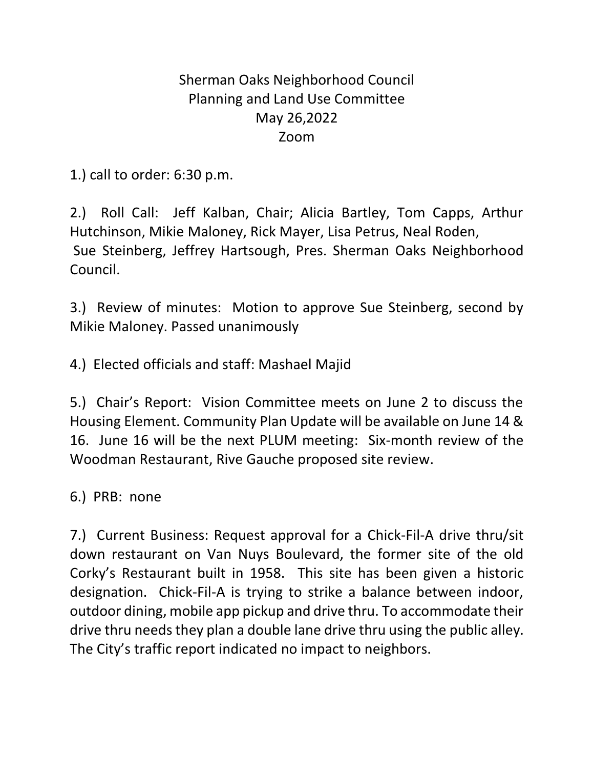# Sherman Oaks Neighborhood Council
## Planning and Land Use Committee
### May 26,2022
### Zoom

1.) call to order: 6:30 p.m.

2.) Roll Call: Jeff Kalban, Chair; Alicia Bartley, Tom Capps, Arthur Hutchinson, Mikie Maloney, Rick Mayer, Lisa Petrus, Neal Roden, Sue Steinberg, Jeffrey Hartsough, Pres. Sherman Oaks Neighborhood Council.

3.) Review of minutes: Motion to approve Sue Steinberg, second by Mikie Maloney. Passed unanimously

4.) Elected officials and staff: Mashael Majid

5.) Chair's Report: Vision Committee meets on June 2 to discuss the Housing Element. Community Plan Update will be available on June 14 & 16. June 16 will be the next PLUM meeting: Six-month review of the Woodman Restaurant, Rive Gauche proposed site review.

6.) PRB: none

7.) Current Business: Request approval for a Chick-Fil-A drive thru/sit down restaurant on Van Nuys Boulevard, the former site of the old Corky's Restaurant built in 1958. This site has been given a historic designation. Chick-Fil-A is trying to strike a balance between indoor, outdoor dining, mobile app pickup and drive thru. To accommodate their drive thru needs they plan a double lane drive thru using the public alley. The City's traffic report indicated no impact to neighbors.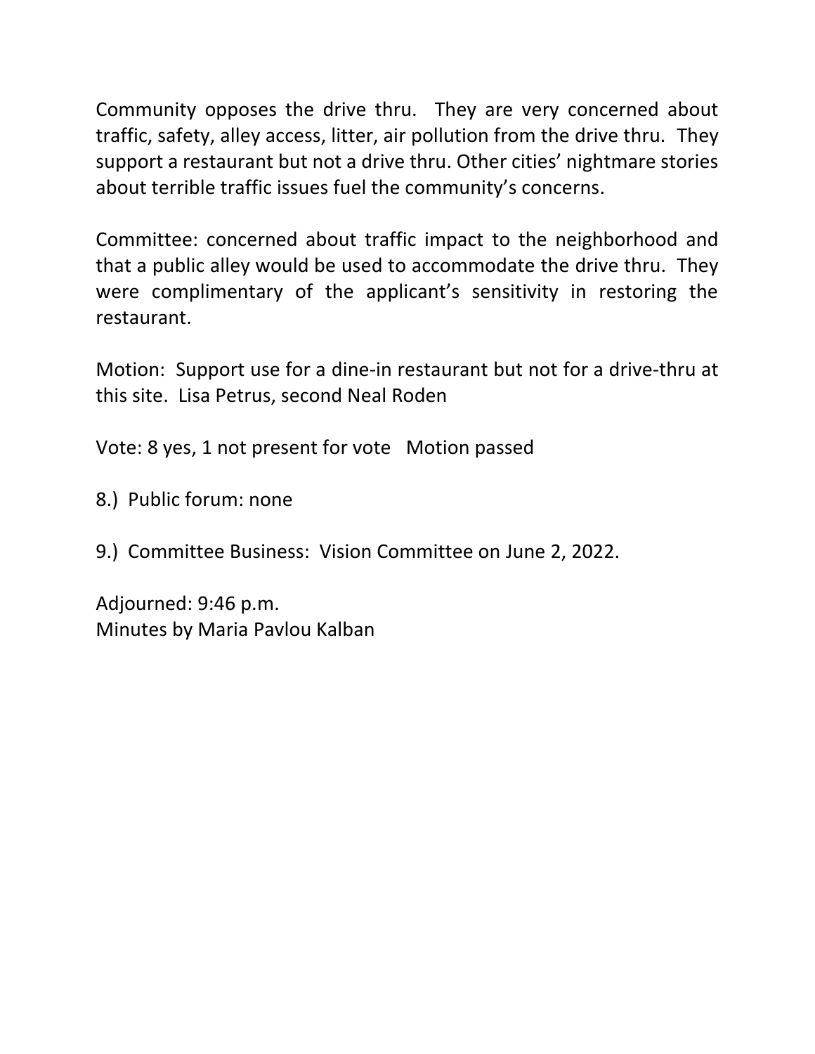Community opposes the drive thru. They are very concerned about traffic, safety, alley access, litter, air pollution from the drive thru. They support a restaurant but not a drive thru. Other cities' nightmare stories about terrible traffic issues fuel the community's concerns.

Committee: concerned about traffic impact to the neighborhood and that a public alley would be used to accommodate the drive thru. They were complimentary of the applicant's sensitivity in restoring the restaurant.

Motion: Support use for a dine-in restaurant but not for a drive-thru at this site. Lisa Petrus, second Neal Roden

Vote: 8 yes, 1 not present for vote Motion passed

8.) Public forum: none

9.) Committee Business: Vision Committee on June 2, 2022.

Adjourned: 9:46 p.m.
Minutes by Maria Pavlou Kalban